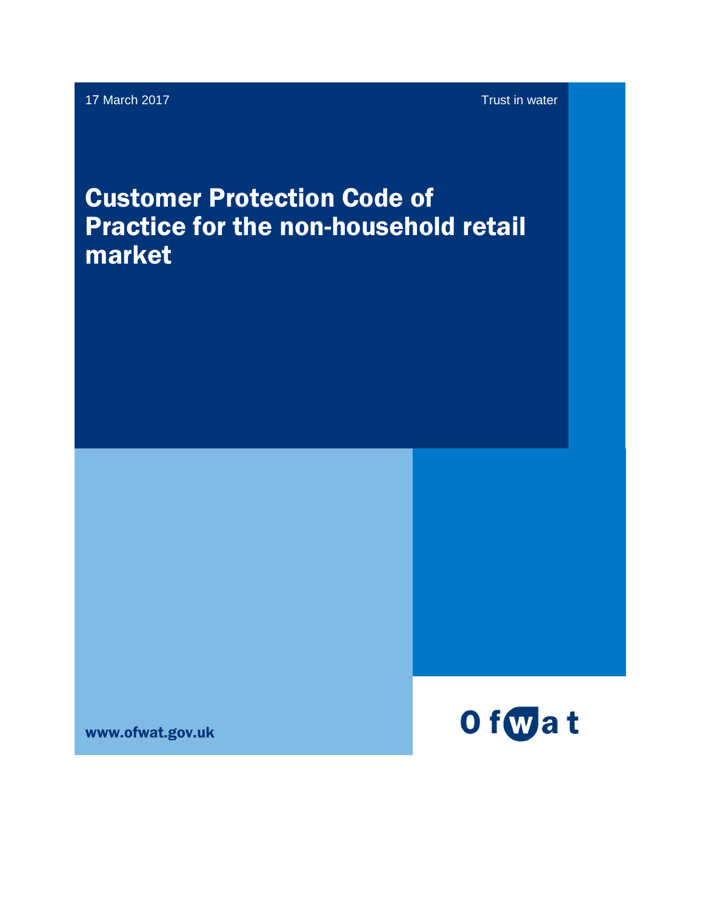17 March 2017

Trust in water

# Customer Protection Code of Practice for the non-household retail market

www.ofwat.gov.uk

Ofwat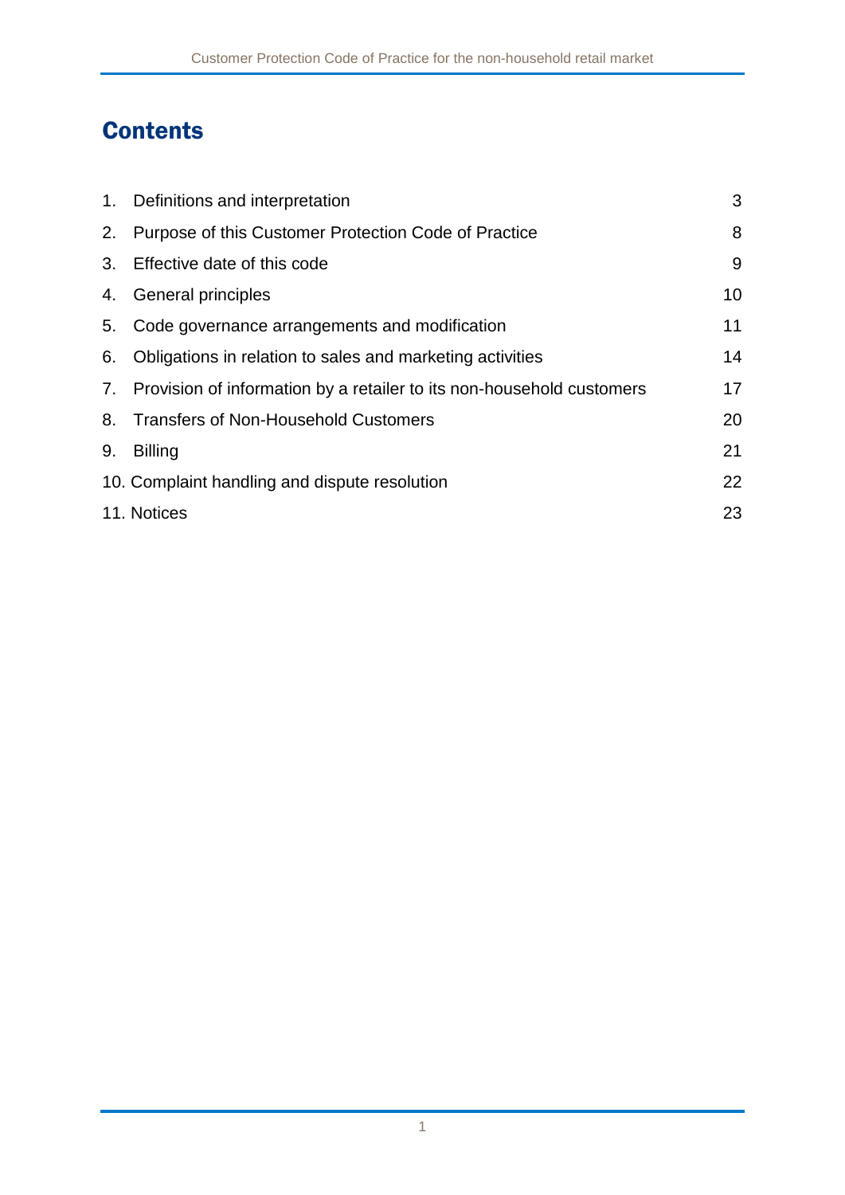# Contents

| | | |
|---|---|---|
| 1. | Definitions and interpretation | 3 |
| 2. | Purpose of this Customer Protection Code of Practice | 8 |
| 3. | Effective date of this code | 9 |
| 4. | General principles | 10 |
| 5. | Code governance arrangements and modification | 11 |
| 6. | Obligations in relation to sales and marketing activities | 14 |
| 7. | Provision of information by a retailer to its non-household customers | 17 |
| 8. | Transfers of Non-Household Customers | 20 |
| 9. | Billing | 21 |
| 10. | Complaint handling and dispute resolution | 22 |
| 11. | Notices | 23 |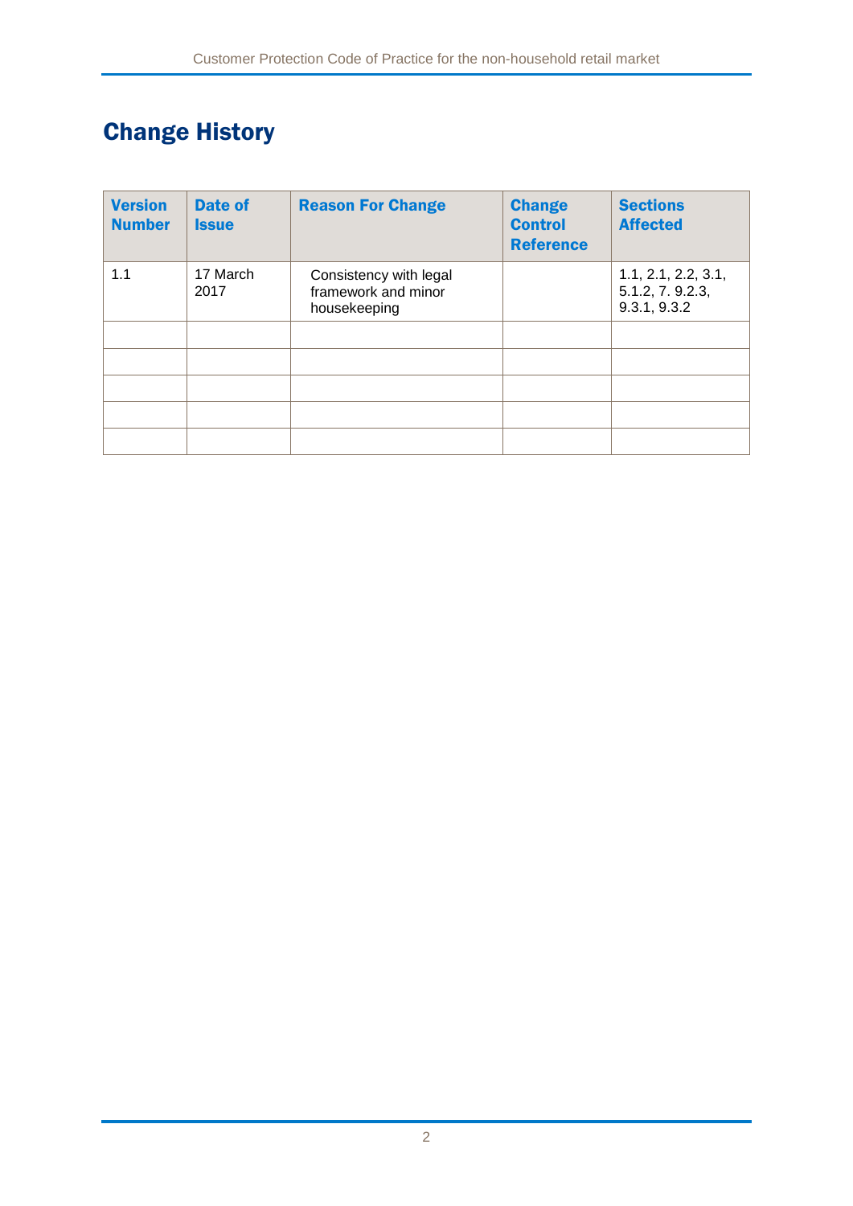# Change History

| Version Number | Date of Issue | Reason For Change | Change Control Reference | Sections Affected |
|---|---|---|---|---|
| 1.1 | 17 March 2017 | Consistency with legal framework and minor housekeeping | | 1.1, 2.1, 2.2, 3.1, 5.1.2, 7. 9.2.3, 9.3.1, 9.3.2 |
| | | | | |
| | | | | |
| | | | | |
| | | | | |
| | | | | |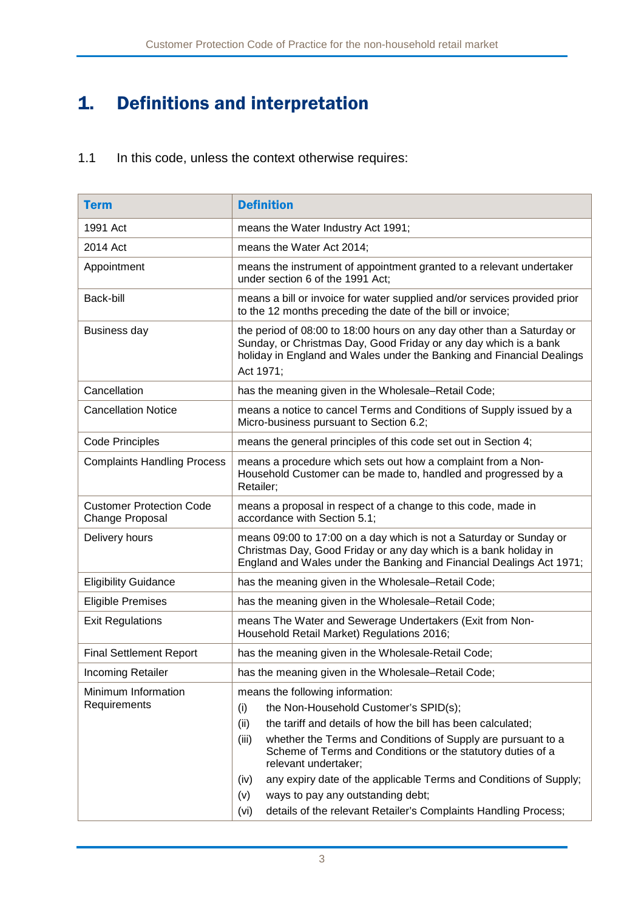# 1. Definitions and interpretation

1.1 In this code, unless the context otherwise requires:

| Term | Definition |
|---|---|
| 1991 Act | means the Water Industry Act 1991; |
| 2014 Act | means the Water Act 2014; |
| Appointment | means the instrument of appointment granted to a relevant undertaker under section 6 of the 1991 Act; |
| Back-bill | means a bill or invoice for water supplied and/or services provided prior to the 12 months preceding the date of the bill or invoice; |
| Business day | the period of 08:00 to 18:00 hours on any day other than a Saturday or Sunday, or Christmas Day, Good Friday or any day which is a bank holiday in England and Wales under the Banking and Financial Dealings Act 1971; |
| Cancellation | has the meaning given in the Wholesale–Retail Code; |
| Cancellation Notice | means a notice to cancel Terms and Conditions of Supply issued by a Micro-business pursuant to Section 6.2; |
| Code Principles | means the general principles of this code set out in Section 4; |
| Complaints Handling Process | means a procedure which sets out how a complaint from a Non-Household Customer can be made to, handled and progressed by a Retailer; |
| Customer Protection Code Change Proposal | means a proposal in respect of a change to this code, made in accordance with Section 5.1; |
| Delivery hours | means 09:00 to 17:00 on a day which is not a Saturday or Sunday or Christmas Day, Good Friday or any day which is a bank holiday in England and Wales under the Banking and Financial Dealings Act 1971; |
| Eligibility Guidance | has the meaning given in the Wholesale–Retail Code; |
| Eligible Premises | has the meaning given in the Wholesale–Retail Code; |
| Exit Regulations | means The Water and Sewerage Undertakers (Exit from Non-Household Retail Market) Regulations 2016; |
| Final Settlement Report | has the meaning given in the Wholesale-Retail Code; |
| Incoming Retailer | has the meaning given in the Wholesale–Retail Code; |
| Minimum Information Requirements | means the following information:<br>(i) the Non-Household Customer's SPID(s);<br>(ii) the tariff and details of how the bill has been calculated;<br>(iii) whether the Terms and Conditions of Supply are pursuant to a Scheme of Terms and Conditions or the statutory duties of a relevant undertaker;<br>(iv) any expiry date of the applicable Terms and Conditions of Supply;<br>(v) ways to pay any outstanding debt;<br>(vi) details of the relevant Retailer's Complaints Handling Process; |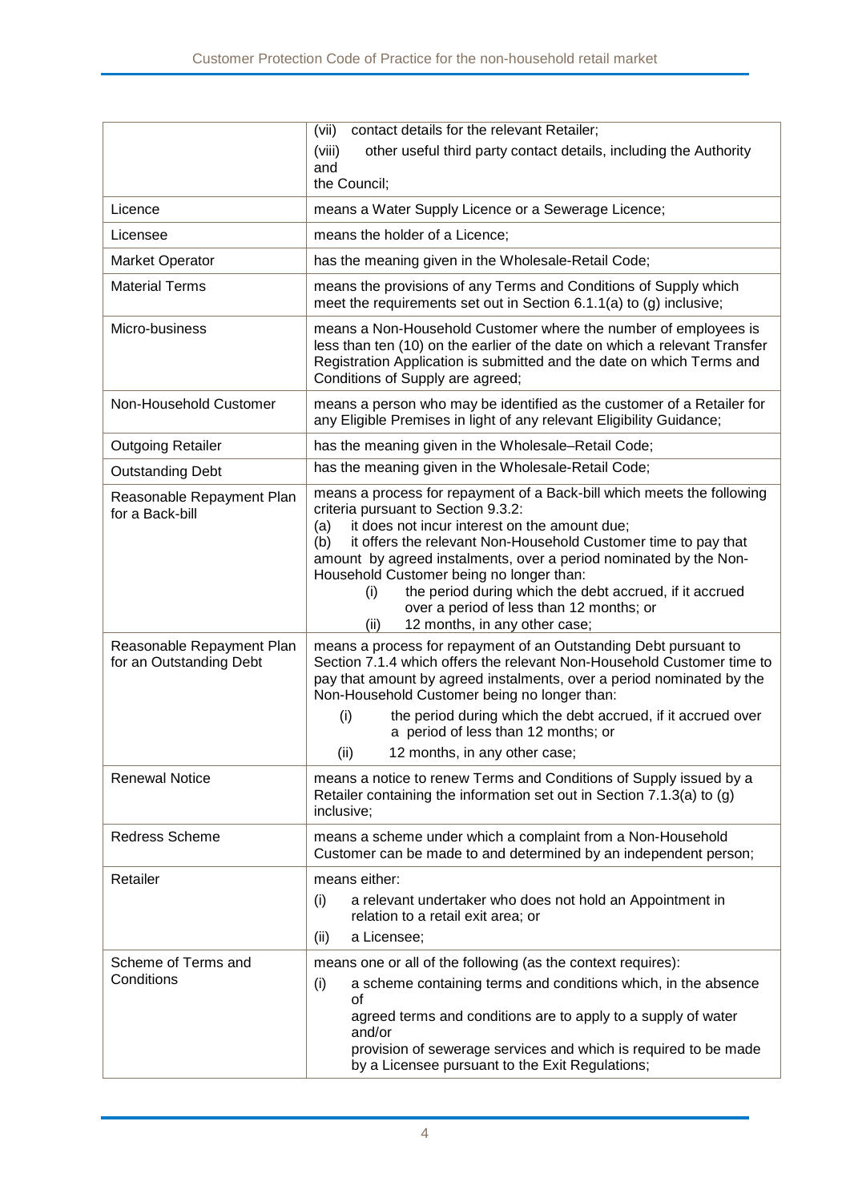| | |
|---|---|
| | (vii) contact details for the relevant Retailer;<br>(viii) other useful third party contact details, including the Authority and the Council; |
| Licence | means a Water Supply Licence or a Sewerage Licence; |
| Licensee | means the holder of a Licence; |
| Market Operator | has the meaning given in the Wholesale-Retail Code; |
| Material Terms | means the provisions of any Terms and Conditions of Supply which meet the requirements set out in Section 6.1.1(a) to (g) inclusive; |
| Micro-business | means a Non-Household Customer where the number of employees is less than ten (10) on the earlier of the date on which a relevant Transfer Registration Application is submitted and the date on which Terms and Conditions of Supply are agreed; |
| Non-Household Customer | means a person who may be identified as the customer of a Retailer for any Eligible Premises in light of any relevant Eligibility Guidance; |
| Outgoing Retailer | has the meaning given in the Wholesale–Retail Code; |
| Outstanding Debt | has the meaning given in the Wholesale-Retail Code; |
| Reasonable Repayment Plan for a Back-bill | means a process for repayment of a Back-bill which meets the following criteria pursuant to Section 9.3.2:<br>(a) it does not incur interest on the amount due;<br>(b) it offers the relevant Non-Household Customer time to pay that amount by agreed instalments, over a period nominated by the Non-Household Customer being no longer than:<br>(i) the period during which the debt accrued, if it accrued over a period of less than 12 months; or<br>(ii) 12 months, in any other case; |
| Reasonable Repayment Plan for an Outstanding Debt | means a process for repayment of an Outstanding Debt pursuant to Section 7.1.4 which offers the relevant Non-Household Customer time to pay that amount by agreed instalments, over a period nominated by the Non-Household Customer being no longer than:<br>(i) the period during which the debt accrued, if it accrued over a period of less than 12 months; or<br>(ii) 12 months, in any other case; |
| Renewal Notice | means a notice to renew Terms and Conditions of Supply issued by a Retailer containing the information set out in Section 7.1.3(a) to (g) inclusive; |
| Redress Scheme | means a scheme under which a complaint from a Non-Household Customer can be made to and determined by an independent person; |
| Retailer | means either:<br>(i) a relevant undertaker who does not hold an Appointment in relation to a retail exit area; or<br>(ii) a Licensee; |
| Scheme of Terms and Conditions | means one or all of the following (as the context requires):<br>(i) a scheme containing terms and conditions which, in the absence of agreed terms and conditions are to apply to a supply of water and/or provision of sewerage services and which is required to be made by a Licensee pursuant to the Exit Regulations; |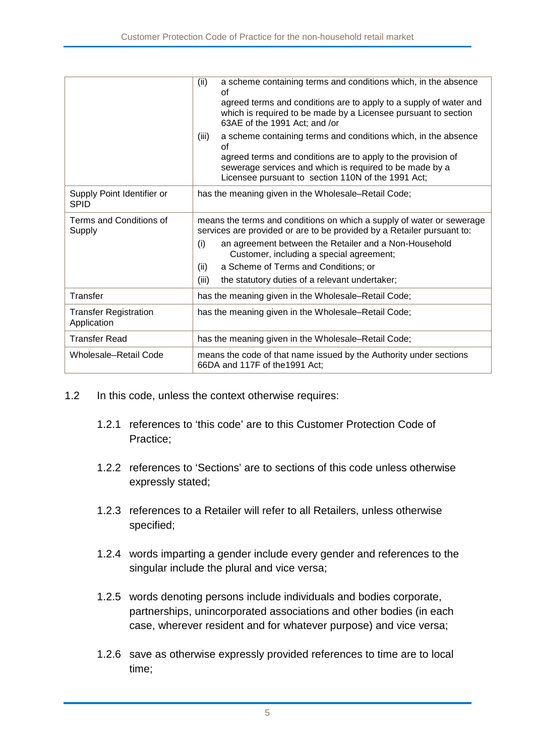| | |
|---|---|
| | (ii) a scheme containing terms and conditions which, in the absence of agreed terms and conditions are to apply to a supply of water and which is required to be made by a Licensee pursuant to section 63AE of the 1991 Act; and /or<br>(iii) a scheme containing terms and conditions which, in the absence of agreed terms and conditions are to apply to the provision of sewerage services and which is required to be made by a Licensee pursuant to section 110N of the 1991 Act; |
| Supply Point Identifier or SPID | has the meaning given in the Wholesale–Retail Code; |
| Terms and Conditions of Supply | means the terms and conditions on which a supply of water or sewerage services are provided or are to be provided by a Retailer pursuant to:<br>(i) an agreement between the Retailer and a Non-Household Customer, including a special agreement;<br>(ii) a Scheme of Terms and Conditions; or<br>(iii) the statutory duties of a relevant undertaker; |
| Transfer | has the meaning given in the Wholesale–Retail Code; |
| Transfer Registration Application | has the meaning given in the Wholesale–Retail Code; |
| Transfer Read | has the meaning given in the Wholesale–Retail Code; |
| Wholesale–Retail Code | means the code of that name issued by the Authority under sections 66DA and 117F of the1991 Act; |

1.2 In this code, unless the context otherwise requires:

1.2.1 references to 'this code' are to this Customer Protection Code of Practice;

1.2.2 references to 'Sections' are to sections of this code unless otherwise expressly stated;

1.2.3 references to a Retailer will refer to all Retailers, unless otherwise specified;

1.2.4 words imparting a gender include every gender and references to the singular include the plural and vice versa;

1.2.5 words denoting persons include individuals and bodies corporate, partnerships, unincorporated associations and other bodies (in each case, wherever resident and for whatever purpose) and vice versa;

1.2.6 save as otherwise expressly provided references to time are to local time;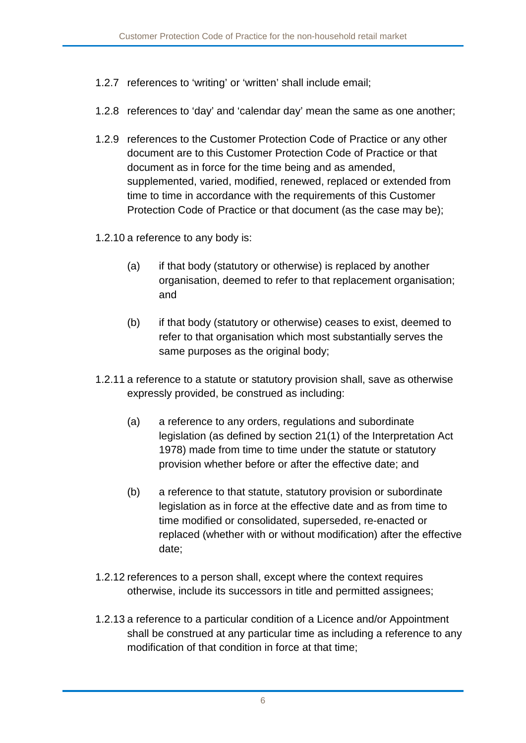1.2.7 references to 'writing' or 'written' shall include email;

1.2.8 references to 'day' and 'calendar day' mean the same as one another;

1.2.9 references to the Customer Protection Code of Practice or any other document are to this Customer Protection Code of Practice or that document as in force for the time being and as amended, supplemented, varied, modified, renewed, replaced or extended from time to time in accordance with the requirements of this Customer Protection Code of Practice or that document (as the case may be);

1.2.10 a reference to any body is:

(a) if that body (statutory or otherwise) is replaced by another organisation, deemed to refer to that replacement organisation; and

(b) if that body (statutory or otherwise) ceases to exist, deemed to refer to that organisation which most substantially serves the same purposes as the original body;

1.2.11 a reference to a statute or statutory provision shall, save as otherwise expressly provided, be construed as including:

(a) a reference to any orders, regulations and subordinate legislation (as defined by section 21(1) of the Interpretation Act 1978) made from time to time under the statute or statutory provision whether before or after the effective date; and

(b) a reference to that statute, statutory provision or subordinate legislation as in force at the effective date and as from time to time modified or consolidated, superseded, re-enacted or replaced (whether with or without modification) after the effective date;

1.2.12 references to a person shall, except where the context requires otherwise, include its successors in title and permitted assignees;

1.2.13 a reference to a particular condition of a Licence and/or Appointment shall be construed at any particular time as including a reference to any modification of that condition in force at that time;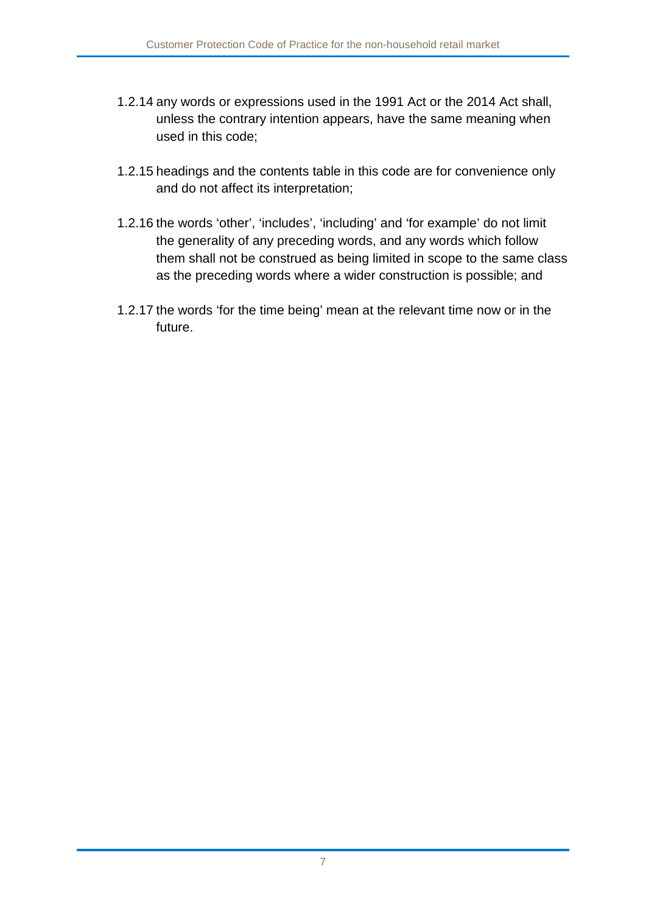1.2.14 any words or expressions used in the 1991 Act or the 2014 Act shall, unless the contrary intention appears, have the same meaning when used in this code;

1.2.15 headings and the contents table in this code are for convenience only and do not affect its interpretation;

1.2.16 the words 'other', 'includes', 'including' and 'for example' do not limit the generality of any preceding words, and any words which follow them shall not be construed as being limited in scope to the same class as the preceding words where a wider construction is possible; and

1.2.17 the words 'for the time being' mean at the relevant time now or in the future.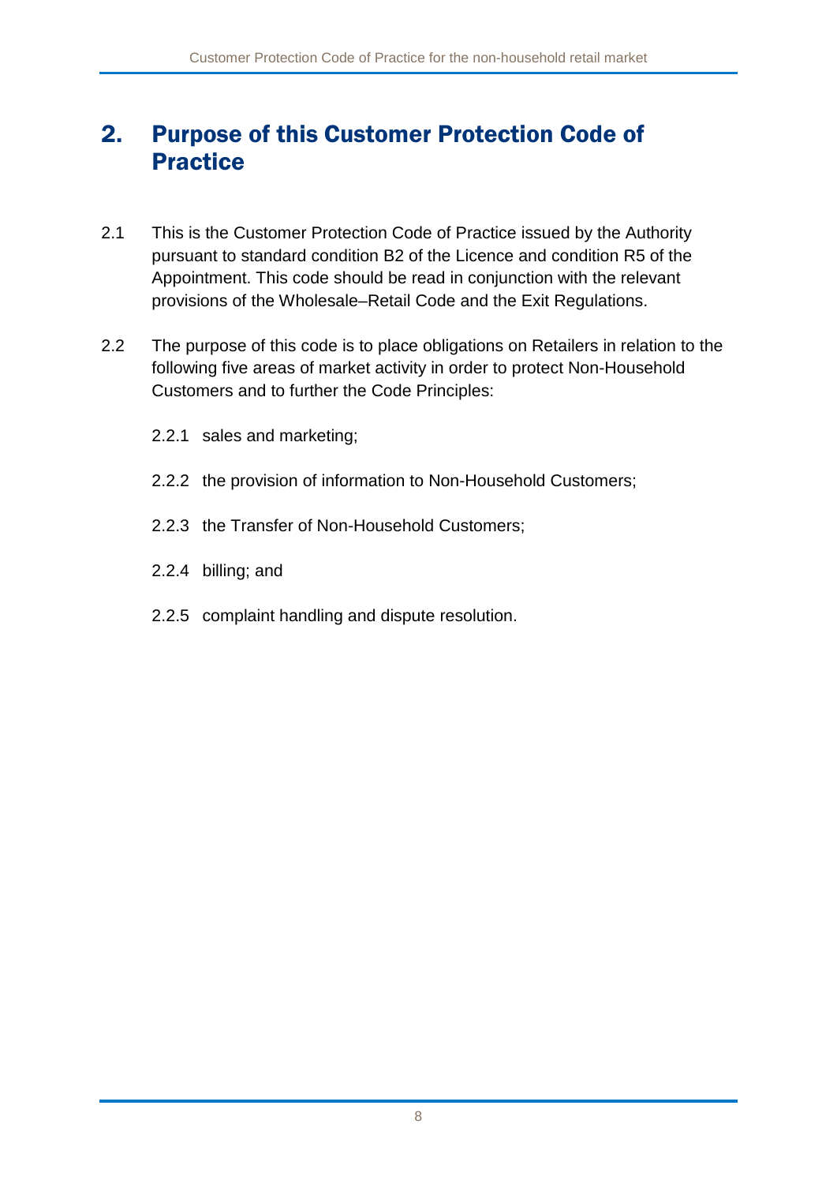## 2. Purpose of this Customer Protection Code of Practice

2.1 This is the Customer Protection Code of Practice issued by the Authority pursuant to standard condition B2 of the Licence and condition R5 of the Appointment. This code should be read in conjunction with the relevant provisions of the Wholesale–Retail Code and the Exit Regulations.

2.2 The purpose of this code is to place obligations on Retailers in relation to the following five areas of market activity in order to protect Non-Household Customers and to further the Code Principles:

2.2.1 sales and marketing;

2.2.2 the provision of information to Non-Household Customers;

2.2.3 the Transfer of Non-Household Customers;

2.2.4 billing; and

2.2.5 complaint handling and dispute resolution.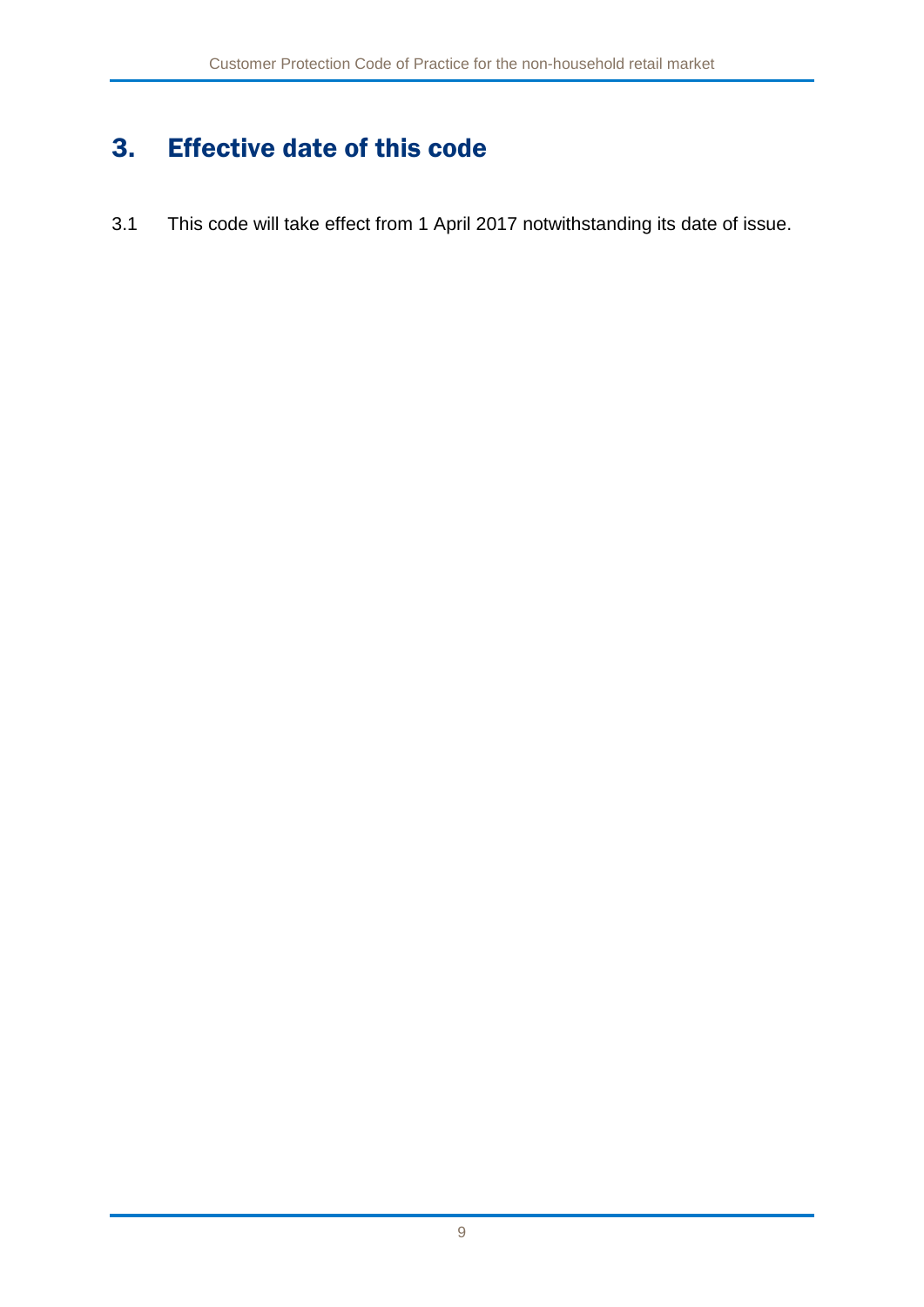# 3. Effective date of this code

3.1 This code will take effect from 1 April 2017 notwithstanding its date of issue.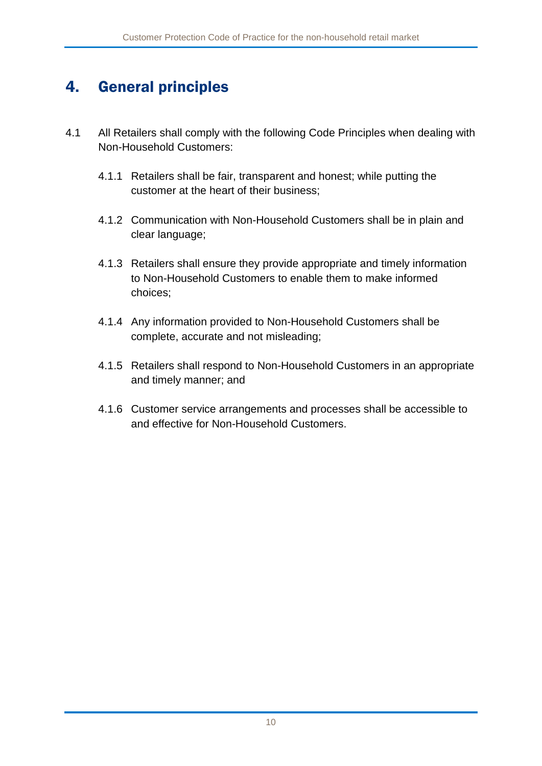# 4. General principles

4.1 All Retailers shall comply with the following Code Principles when dealing with Non-Household Customers:

4.1.1 Retailers shall be fair, transparent and honest; while putting the customer at the heart of their business;

4.1.2 Communication with Non-Household Customers shall be in plain and clear language;

4.1.3 Retailers shall ensure they provide appropriate and timely information to Non-Household Customers to enable them to make informed choices;

4.1.4 Any information provided to Non-Household Customers shall be complete, accurate and not misleading;

4.1.5 Retailers shall respond to Non-Household Customers in an appropriate and timely manner; and

4.1.6 Customer service arrangements and processes shall be accessible to and effective for Non-Household Customers.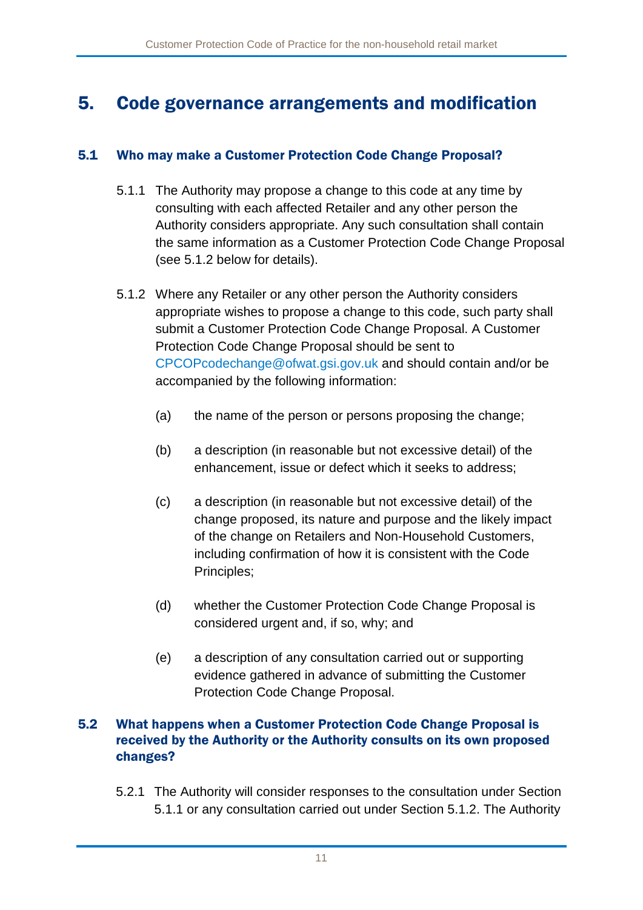# 5. Code governance arrangements and modification

## 5.1 Who may make a Customer Protection Code Change Proposal?

5.1.1 The Authority may propose a change to this code at any time by consulting with each affected Retailer and any other person the Authority considers appropriate. Any such consultation shall contain the same information as a Customer Protection Code Change Proposal (see 5.1.2 below for details).

5.1.2 Where any Retailer or any other person the Authority considers appropriate wishes to propose a change to this code, such party shall submit a Customer Protection Code Change Proposal. A Customer Protection Code Change Proposal should be sent to CPCOPcodechange@ofwat.gsi.gov.uk and should contain and/or be accompanied by the following information:

(a) the name of the person or persons proposing the change;

(b) a description (in reasonable but not excessive detail) of the enhancement, issue or defect which it seeks to address;

(c) a description (in reasonable but not excessive detail) of the change proposed, its nature and purpose and the likely impact of the change on Retailers and Non-Household Customers, including confirmation of how it is consistent with the Code Principles;

(d) whether the Customer Protection Code Change Proposal is considered urgent and, if so, why; and

(e) a description of any consultation carried out or supporting evidence gathered in advance of submitting the Customer Protection Code Change Proposal.

## 5.2 What happens when a Customer Protection Code Change Proposal is received by the Authority or the Authority consults on its own proposed changes?

5.2.1 The Authority will consider responses to the consultation under Section 5.1.1 or any consultation carried out under Section 5.1.2. The Authority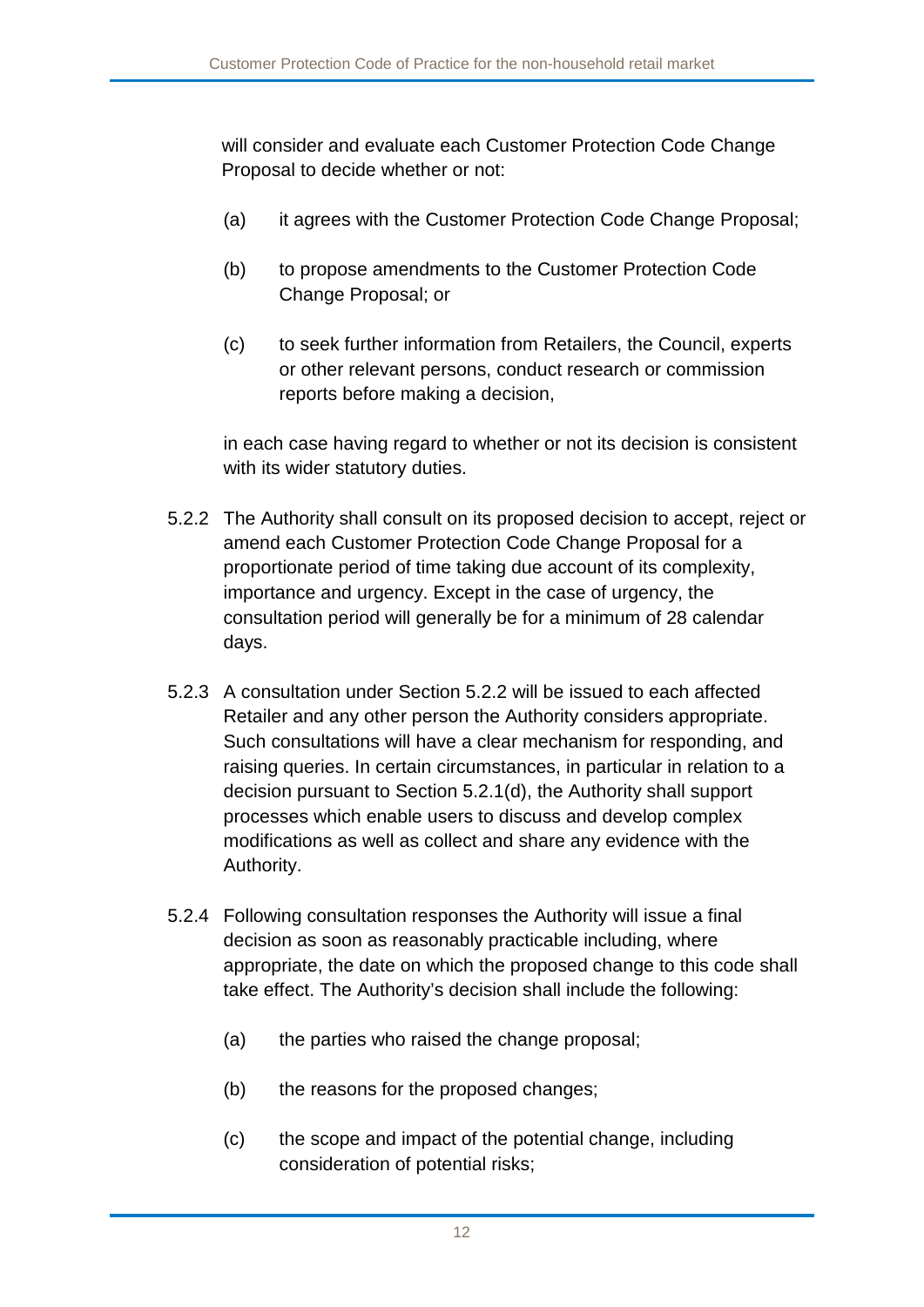will consider and evaluate each Customer Protection Code Change Proposal to decide whether or not:

(a) it agrees with the Customer Protection Code Change Proposal;

(b) to propose amendments to the Customer Protection Code Change Proposal; or

(c) to seek further information from Retailers, the Council, experts or other relevant persons, conduct research or commission reports before making a decision,

in each case having regard to whether or not its decision is consistent with its wider statutory duties.

5.2.2 The Authority shall consult on its proposed decision to accept, reject or amend each Customer Protection Code Change Proposal for a proportionate period of time taking due account of its complexity, importance and urgency. Except in the case of urgency, the consultation period will generally be for a minimum of 28 calendar days.

5.2.3 A consultation under Section 5.2.2 will be issued to each affected Retailer and any other person the Authority considers appropriate. Such consultations will have a clear mechanism for responding, and raising queries. In certain circumstances, in particular in relation to a decision pursuant to Section 5.2.1(d), the Authority shall support processes which enable users to discuss and develop complex modifications as well as collect and share any evidence with the Authority.

5.2.4 Following consultation responses the Authority will issue a final decision as soon as reasonably practicable including, where appropriate, the date on which the proposed change to this code shall take effect. The Authority's decision shall include the following:

(a) the parties who raised the change proposal;

(b) the reasons for the proposed changes;

(c) the scope and impact of the potential change, including consideration of potential risks;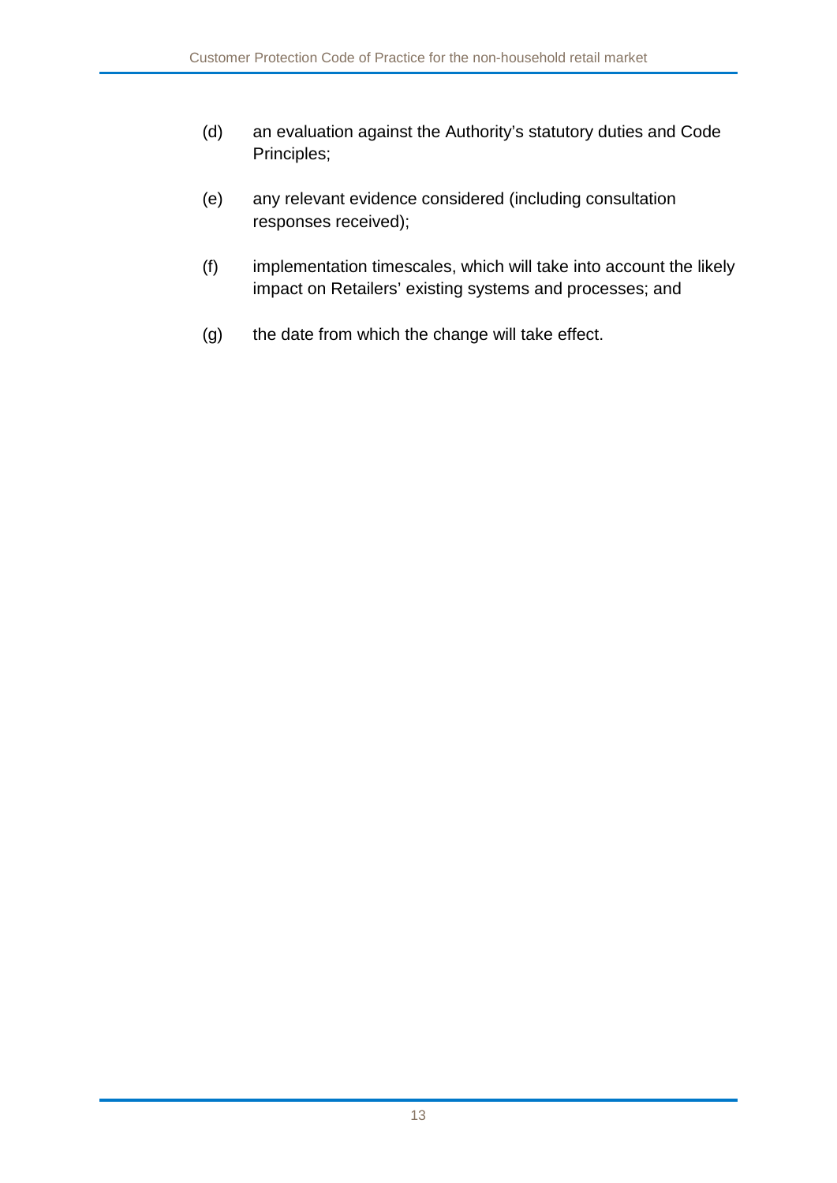(d) an evaluation against the Authority's statutory duties and Code Principles;

(e) any relevant evidence considered (including consultation responses received);

(f) implementation timescales, which will take into account the likely impact on Retailers' existing systems and processes; and

(g) the date from which the change will take effect.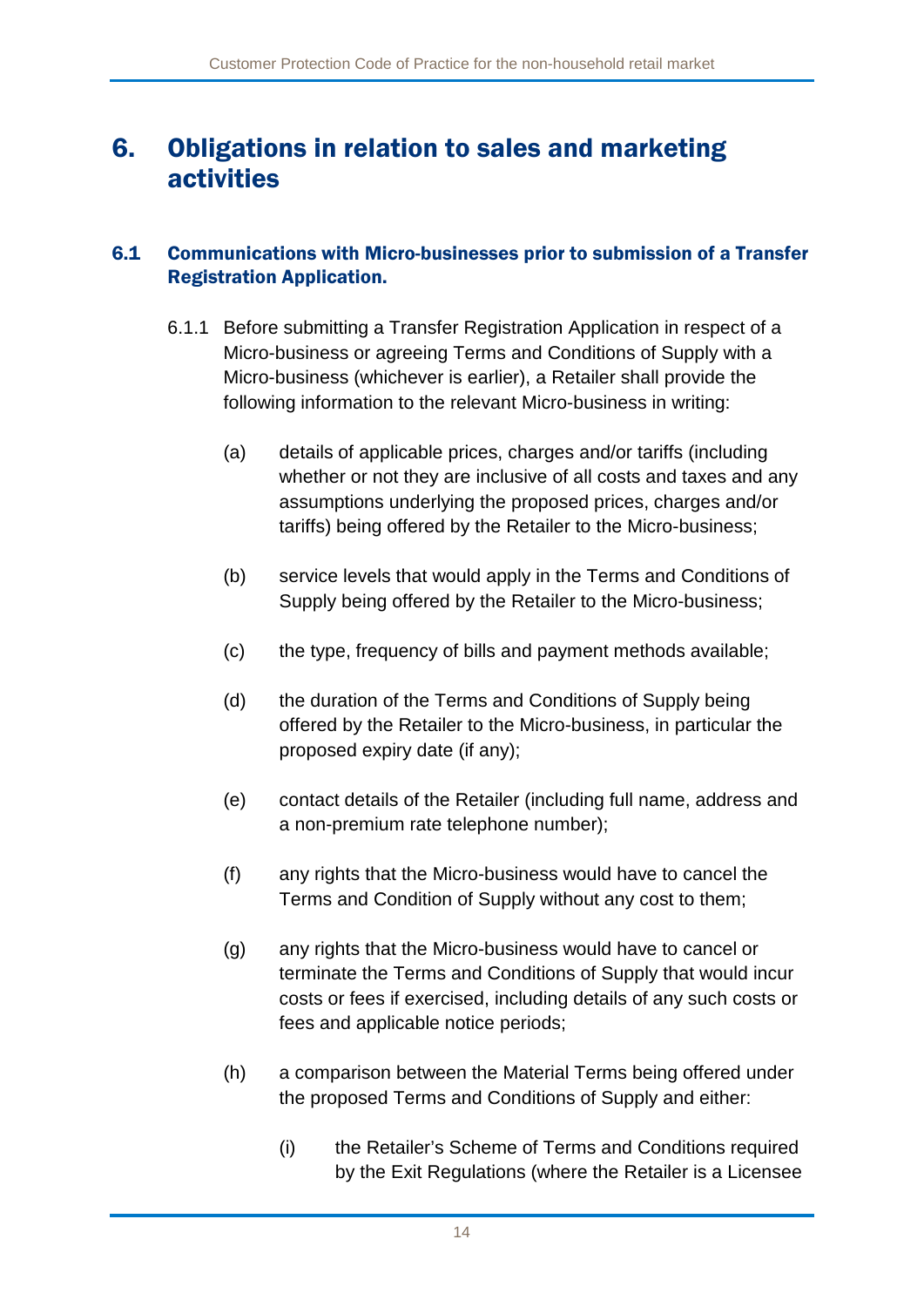# 6. Obligations in relation to sales and marketing activities

## 6.1 Communications with Micro-businesses prior to submission of a Transfer Registration Application.

6.1.1 Before submitting a Transfer Registration Application in respect of a Micro-business or agreeing Terms and Conditions of Supply with a Micro-business (whichever is earlier), a Retailer shall provide the following information to the relevant Micro-business in writing:

(a) details of applicable prices, charges and/or tariffs (including whether or not they are inclusive of all costs and taxes and any assumptions underlying the proposed prices, charges and/or tariffs) being offered by the Retailer to the Micro-business;

(b) service levels that would apply in the Terms and Conditions of Supply being offered by the Retailer to the Micro-business;

(c) the type, frequency of bills and payment methods available;

(d) the duration of the Terms and Conditions of Supply being offered by the Retailer to the Micro-business, in particular the proposed expiry date (if any);

(e) contact details of the Retailer (including full name, address and a non-premium rate telephone number);

(f) any rights that the Micro-business would have to cancel the Terms and Condition of Supply without any cost to them;

(g) any rights that the Micro-business would have to cancel or terminate the Terms and Conditions of Supply that would incur costs or fees if exercised, including details of any such costs or fees and applicable notice periods;

(h) a comparison between the Material Terms being offered under the proposed Terms and Conditions of Supply and either:

(i) the Retailer's Scheme of Terms and Conditions required by the Exit Regulations (where the Retailer is a Licensee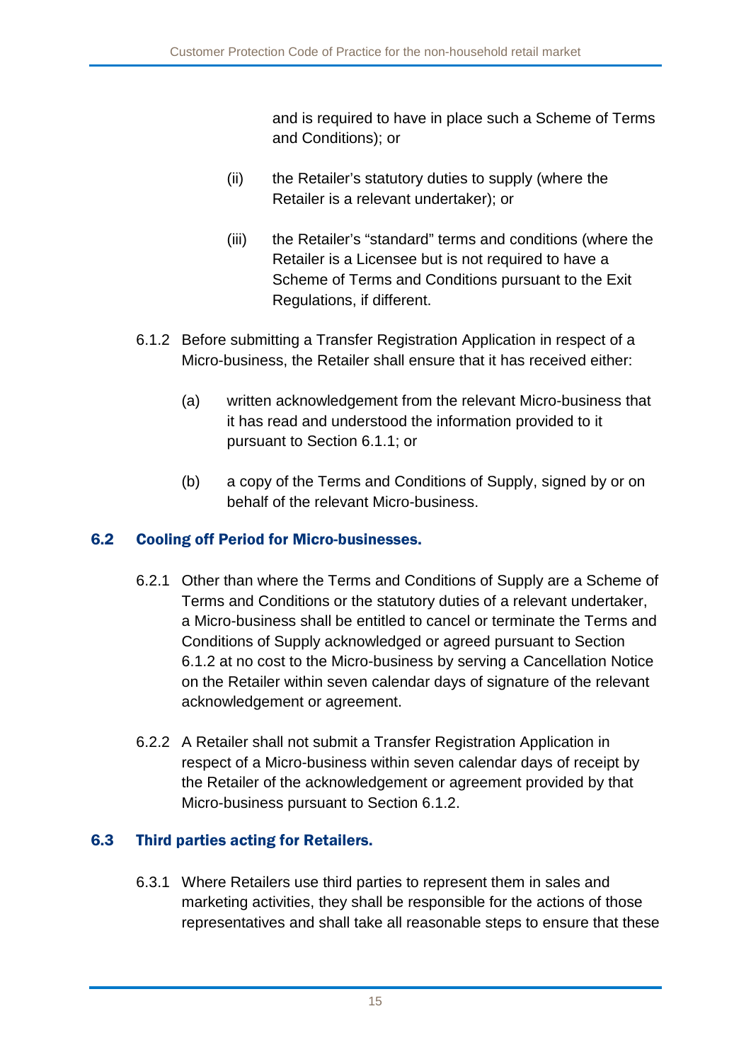and is required to have in place such a Scheme of Terms and Conditions); or

(ii) the Retailer's statutory duties to supply (where the Retailer is a relevant undertaker); or

(iii) the Retailer's "standard" terms and conditions (where the Retailer is a Licensee but is not required to have a Scheme of Terms and Conditions pursuant to the Exit Regulations, if different.

6.1.2 Before submitting a Transfer Registration Application in respect of a Micro-business, the Retailer shall ensure that it has received either:

(a) written acknowledgement from the relevant Micro-business that it has read and understood the information provided to it pursuant to Section 6.1.1; or

(b) a copy of the Terms and Conditions of Supply, signed by or on behalf of the relevant Micro-business.

## 6.2 Cooling off Period for Micro-businesses.

6.2.1 Other than where the Terms and Conditions of Supply are a Scheme of Terms and Conditions or the statutory duties of a relevant undertaker, a Micro-business shall be entitled to cancel or terminate the Terms and Conditions of Supply acknowledged or agreed pursuant to Section 6.1.2 at no cost to the Micro-business by serving a Cancellation Notice on the Retailer within seven calendar days of signature of the relevant acknowledgement or agreement.

6.2.2 A Retailer shall not submit a Transfer Registration Application in respect of a Micro-business within seven calendar days of receipt by the Retailer of the acknowledgement or agreement provided by that Micro-business pursuant to Section 6.1.2.

## 6.3 Third parties acting for Retailers.

6.3.1 Where Retailers use third parties to represent them in sales and marketing activities, they shall be responsible for the actions of those representatives and shall take all reasonable steps to ensure that these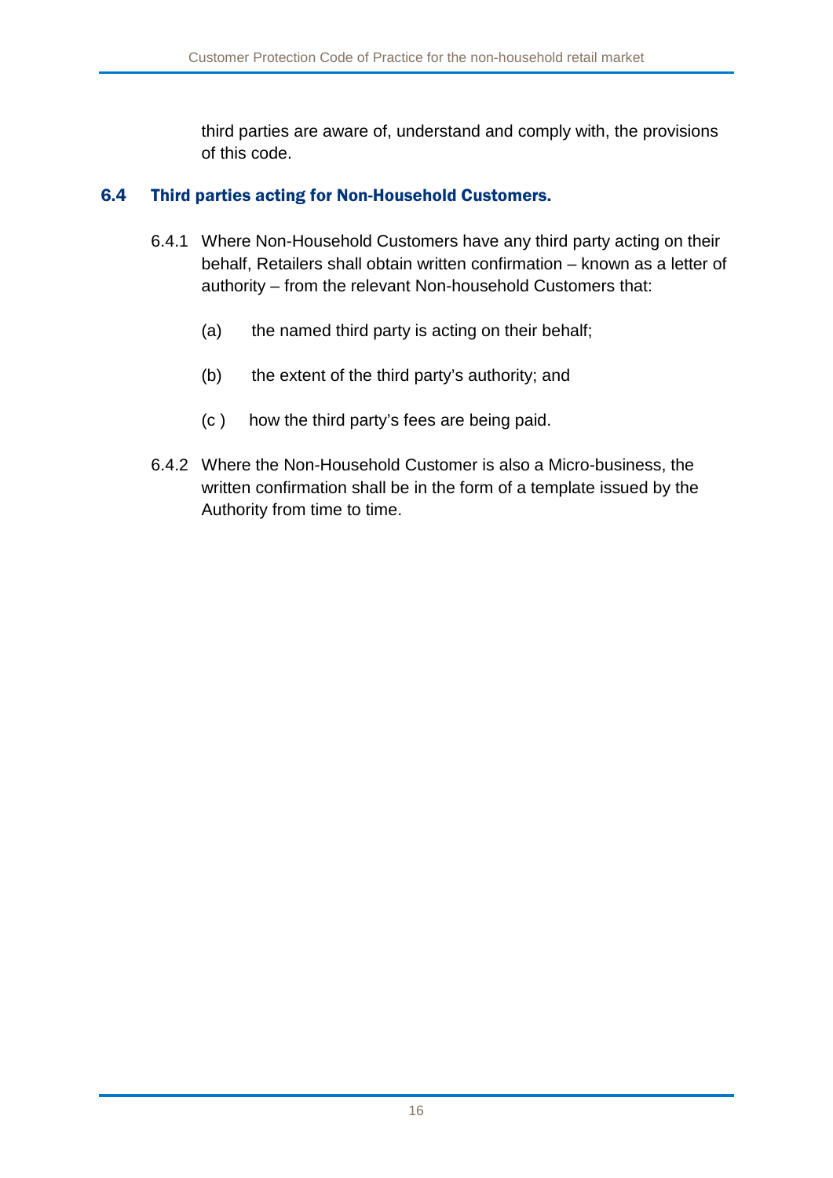third parties are aware of, understand and comply with, the provisions of this code.

## 6.4 Third parties acting for Non-Household Customers.

6.4.1 Where Non-Household Customers have any third party acting on their behalf, Retailers shall obtain written confirmation – known as a letter of authority – from the relevant Non-household Customers that:

(a) the named third party is acting on their behalf;

(b) the extent of the third party's authority; and

(c ) how the third party's fees are being paid.

6.4.2 Where the Non-Household Customer is also a Micro-business, the written confirmation shall be in the form of a template issued by the Authority from time to time.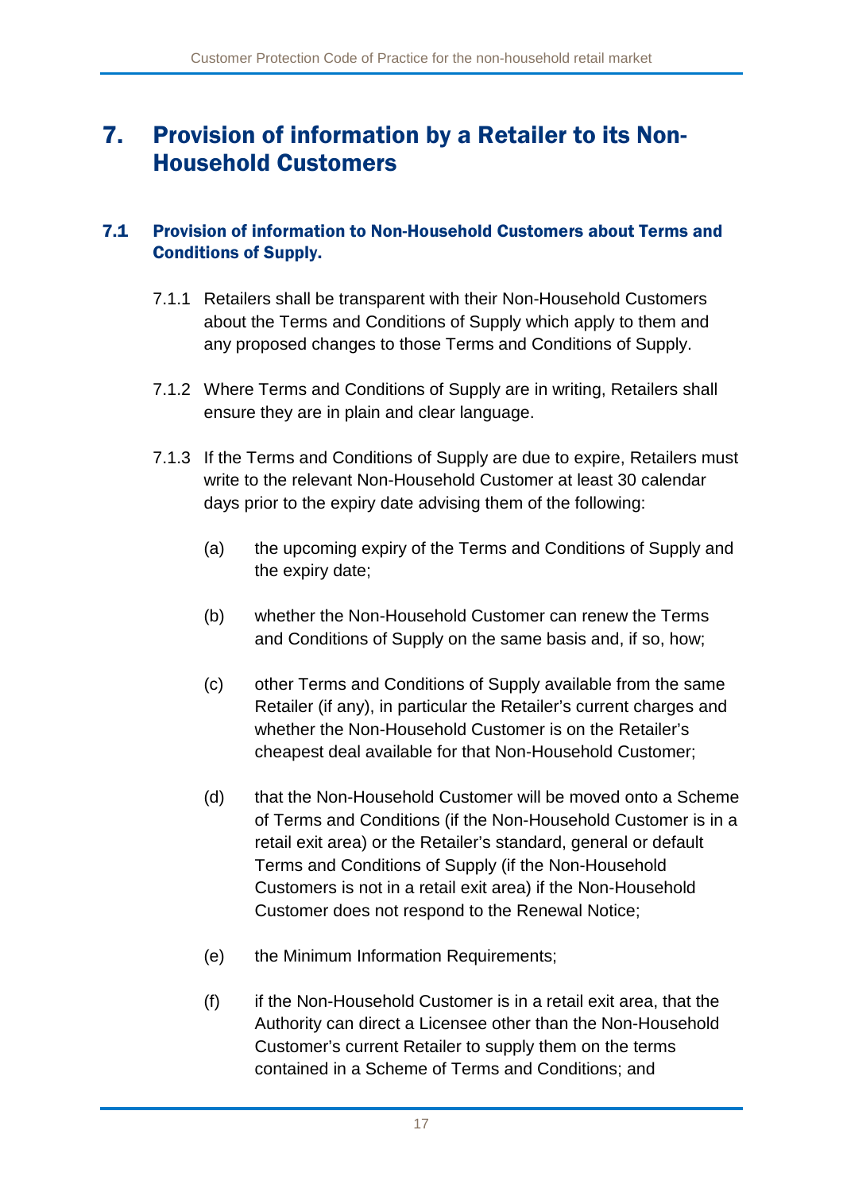# 7. Provision of information by a Retailer to its Non-Household Customers

## 7.1 Provision of information to Non-Household Customers about Terms and Conditions of Supply.

7.1.1 Retailers shall be transparent with their Non-Household Customers about the Terms and Conditions of Supply which apply to them and any proposed changes to those Terms and Conditions of Supply.

7.1.2 Where Terms and Conditions of Supply are in writing, Retailers shall ensure they are in plain and clear language.

7.1.3 If the Terms and Conditions of Supply are due to expire, Retailers must write to the relevant Non-Household Customer at least 30 calendar days prior to the expiry date advising them of the following:

(a) the upcoming expiry of the Terms and Conditions of Supply and the expiry date;

(b) whether the Non-Household Customer can renew the Terms and Conditions of Supply on the same basis and, if so, how;

(c) other Terms and Conditions of Supply available from the same Retailer (if any), in particular the Retailer's current charges and whether the Non-Household Customer is on the Retailer's cheapest deal available for that Non-Household Customer;

(d) that the Non-Household Customer will be moved onto a Scheme of Terms and Conditions (if the Non-Household Customer is in a retail exit area) or the Retailer's standard, general or default Terms and Conditions of Supply (if the Non-Household Customers is not in a retail exit area) if the Non-Household Customer does not respond to the Renewal Notice;

(e) the Minimum Information Requirements;

(f) if the Non-Household Customer is in a retail exit area, that the Authority can direct a Licensee other than the Non-Household Customer's current Retailer to supply them on the terms contained in a Scheme of Terms and Conditions; and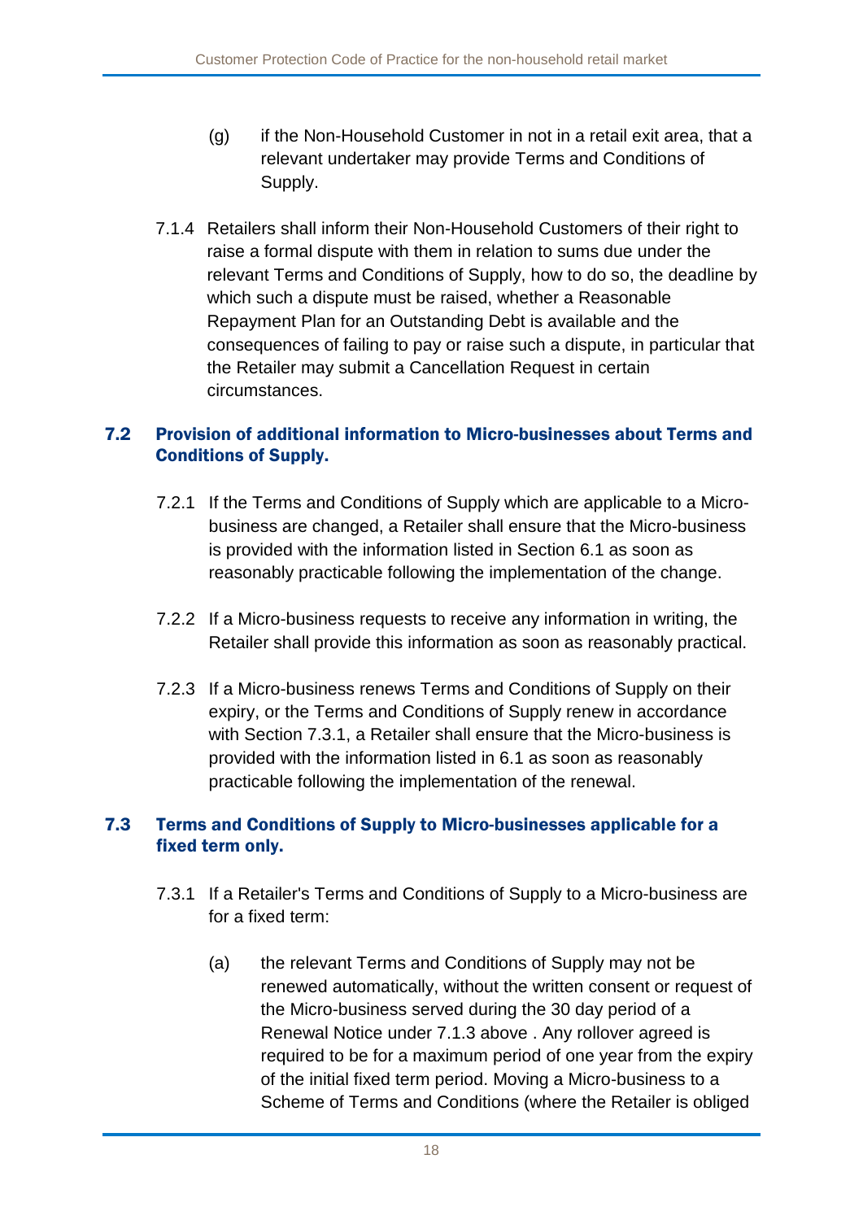(g) if the Non-Household Customer in not in a retail exit area, that a relevant undertaker may provide Terms and Conditions of Supply.

7.1.4 Retailers shall inform their Non-Household Customers of their right to raise a formal dispute with them in relation to sums due under the relevant Terms and Conditions of Supply, how to do so, the deadline by which such a dispute must be raised, whether a Reasonable Repayment Plan for an Outstanding Debt is available and the consequences of failing to pay or raise such a dispute, in particular that the Retailer may submit a Cancellation Request in certain circumstances.

## 7.2 Provision of additional information to Micro-businesses about Terms and Conditions of Supply.

7.2.1 If the Terms and Conditions of Supply which are applicable to a Micro-business are changed, a Retailer shall ensure that the Micro-business is provided with the information listed in Section 6.1 as soon as reasonably practicable following the implementation of the change.

7.2.2 If a Micro-business requests to receive any information in writing, the Retailer shall provide this information as soon as reasonably practical.

7.2.3 If a Micro-business renews Terms and Conditions of Supply on their expiry, or the Terms and Conditions of Supply renew in accordance with Section 7.3.1, a Retailer shall ensure that the Micro-business is provided with the information listed in 6.1 as soon as reasonably practicable following the implementation of the renewal.

## 7.3 Terms and Conditions of Supply to Micro-businesses applicable for a fixed term only.

7.3.1 If a Retailer's Terms and Conditions of Supply to a Micro-business are for a fixed term:

(a) the relevant Terms and Conditions of Supply may not be renewed automatically, without the written consent or request of the Micro-business served during the 30 day period of a Renewal Notice under 7.1.3 above . Any rollover agreed is required to be for a maximum period of one year from the expiry of the initial fixed term period. Moving a Micro-business to a Scheme of Terms and Conditions (where the Retailer is obliged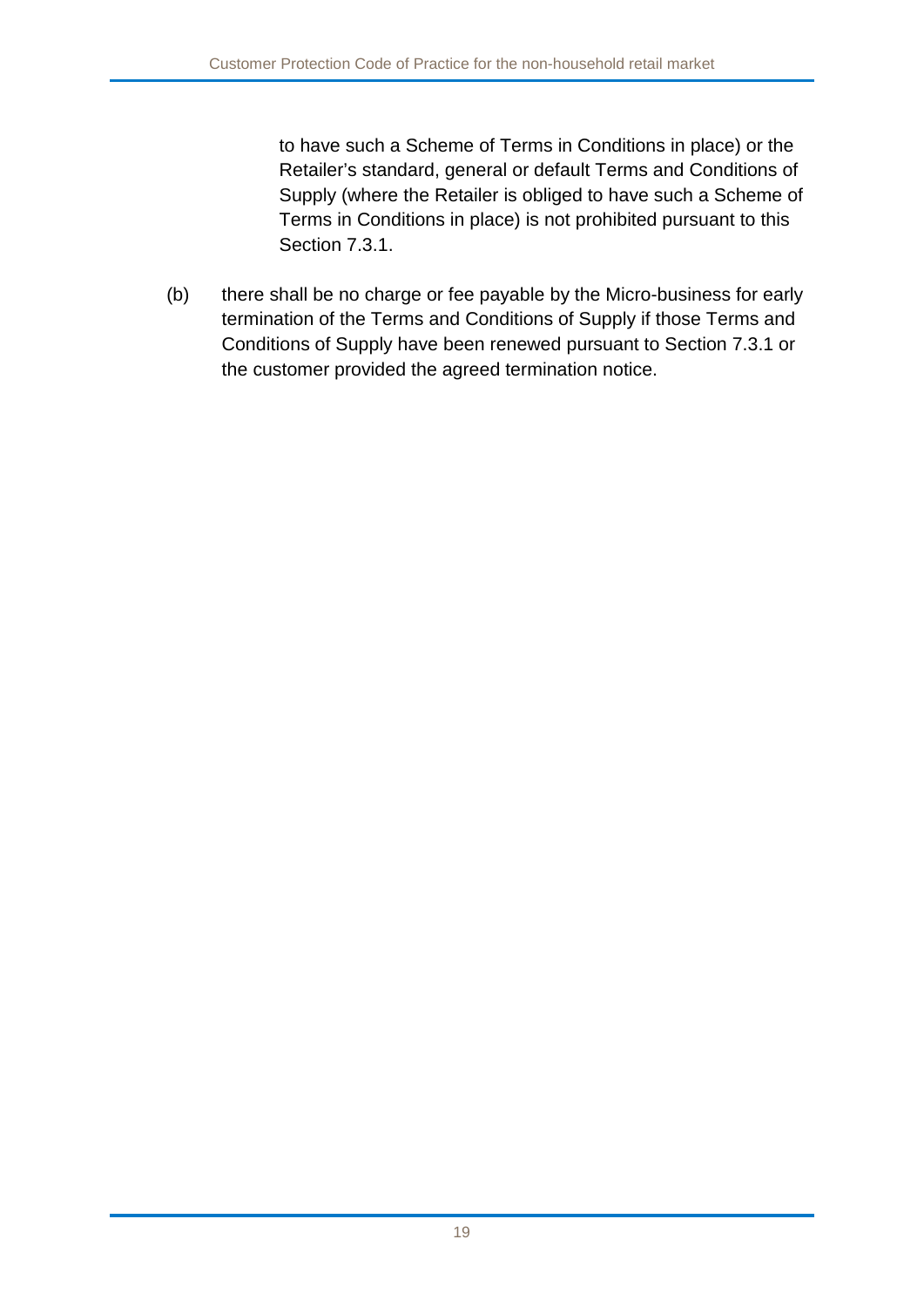to have such a Scheme of Terms in Conditions in place) or the Retailer's standard, general or default Terms and Conditions of Supply (where the Retailer is obliged to have such a Scheme of Terms in Conditions in place) is not prohibited pursuant to this Section 7.3.1.

(b) there shall be no charge or fee payable by the Micro-business for early termination of the Terms and Conditions of Supply if those Terms and Conditions of Supply have been renewed pursuant to Section 7.3.1 or the customer provided the agreed termination notice.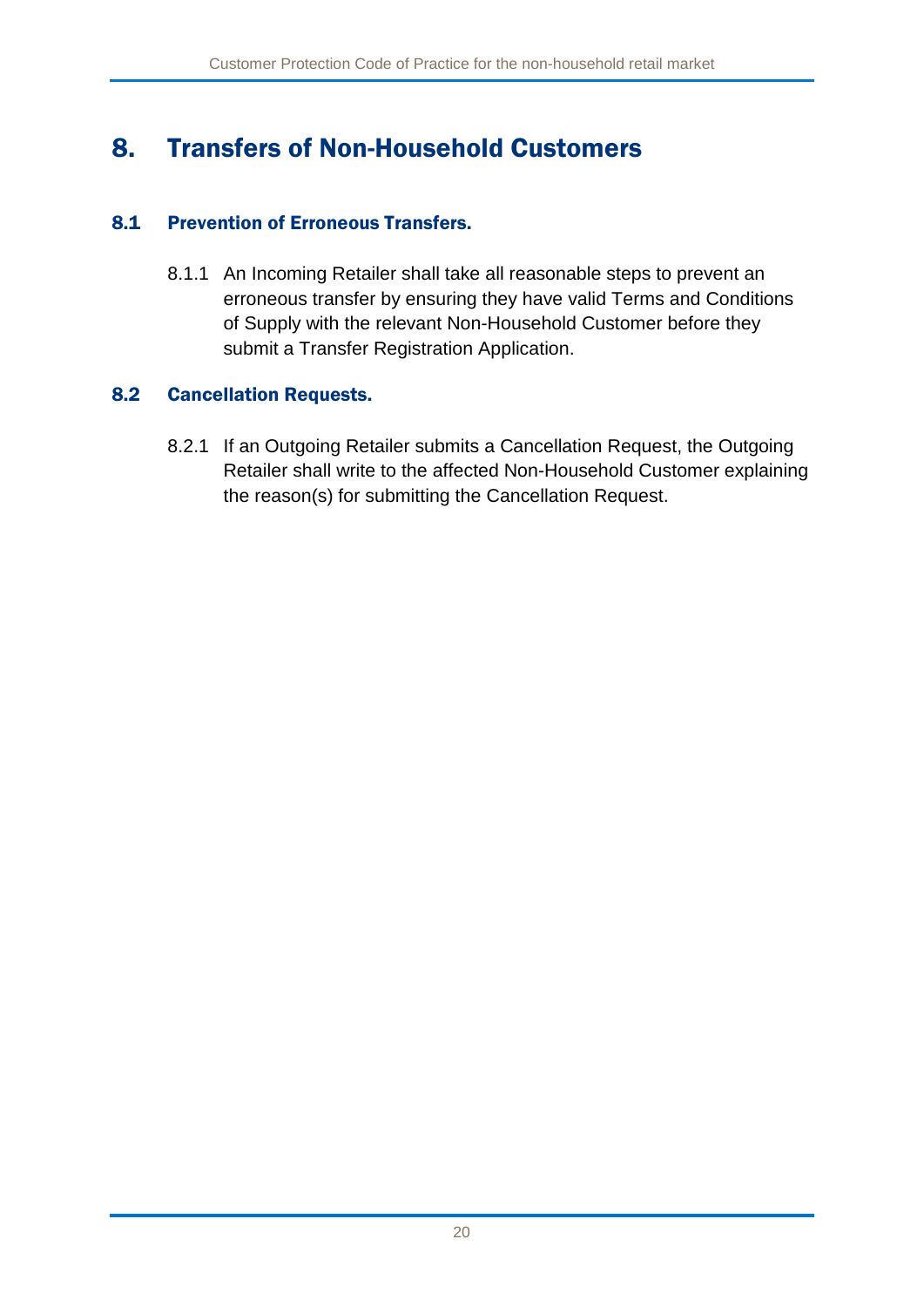# 8. Transfers of Non-Household Customers

## 8.1 Prevention of Erroneous Transfers.

8.1.1 An Incoming Retailer shall take all reasonable steps to prevent an erroneous transfer by ensuring they have valid Terms and Conditions of Supply with the relevant Non-Household Customer before they submit a Transfer Registration Application.

## 8.2 Cancellation Requests.

8.2.1 If an Outgoing Retailer submits a Cancellation Request, the Outgoing Retailer shall write to the affected Non-Household Customer explaining the reason(s) for submitting the Cancellation Request.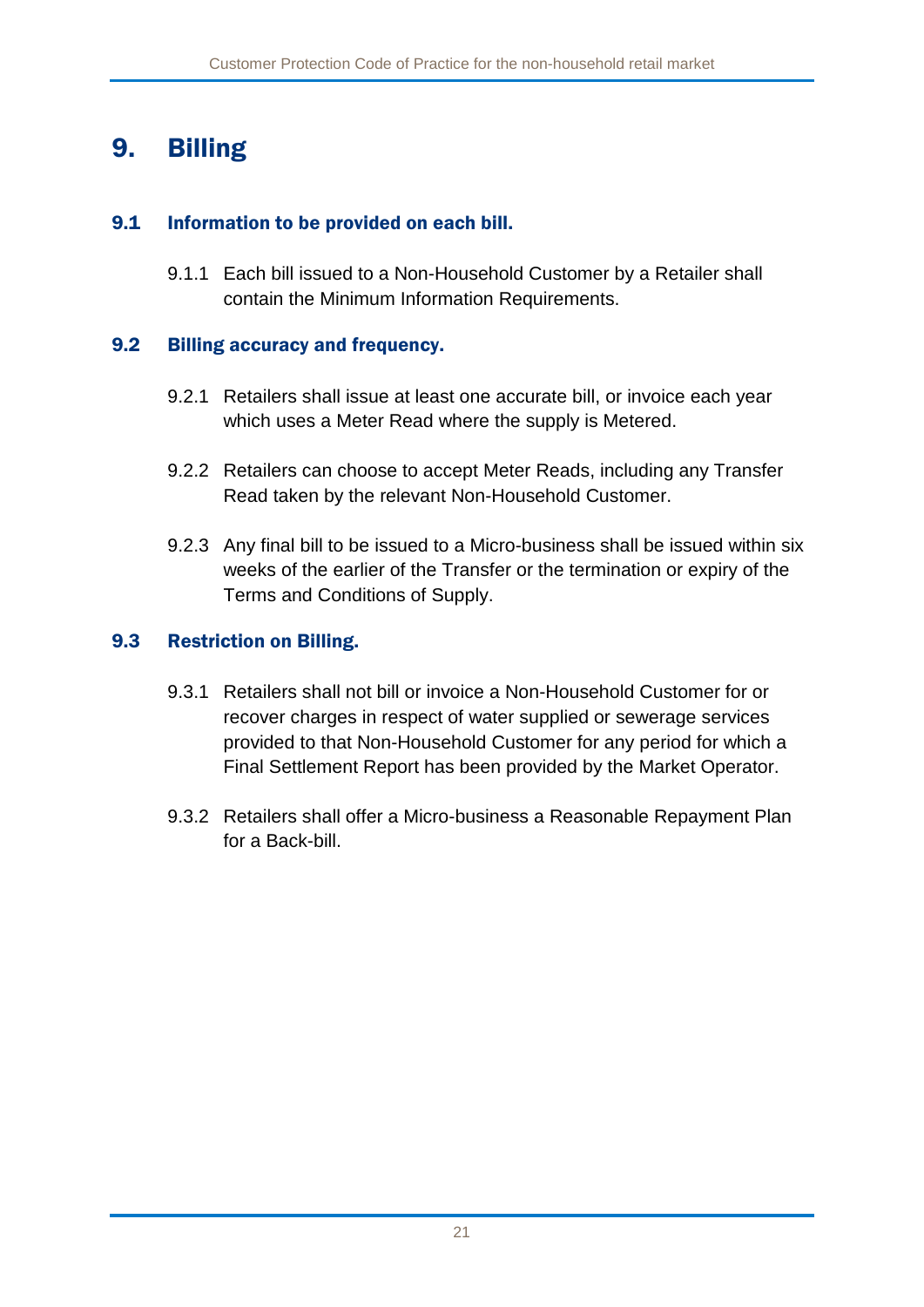# 9. Billing

## 9.1 Information to be provided on each bill.

9.1.1 Each bill issued to a Non-Household Customer by a Retailer shall contain the Minimum Information Requirements.

## 9.2 Billing accuracy and frequency.

9.2.1 Retailers shall issue at least one accurate bill, or invoice each year which uses a Meter Read where the supply is Metered.

9.2.2 Retailers can choose to accept Meter Reads, including any Transfer Read taken by the relevant Non-Household Customer.

9.2.3 Any final bill to be issued to a Micro-business shall be issued within six weeks of the earlier of the Transfer or the termination or expiry of the Terms and Conditions of Supply.

## 9.3 Restriction on Billing.

9.3.1 Retailers shall not bill or invoice a Non-Household Customer for or recover charges in respect of water supplied or sewerage services provided to that Non-Household Customer for any period for which a Final Settlement Report has been provided by the Market Operator.

9.3.2 Retailers shall offer a Micro-business a Reasonable Repayment Plan for a Back-bill.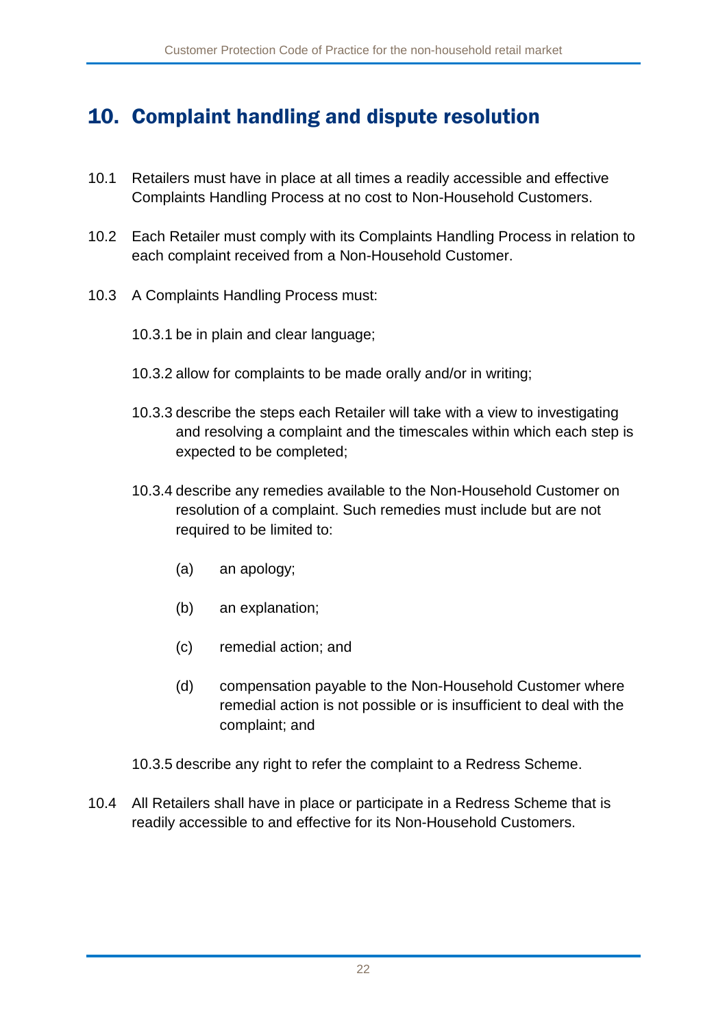# 10. Complaint handling and dispute resolution

10.1 Retailers must have in place at all times a readily accessible and effective Complaints Handling Process at no cost to Non-Household Customers.

10.2 Each Retailer must comply with its Complaints Handling Process in relation to each complaint received from a Non-Household Customer.

10.3 A Complaints Handling Process must:

10.3.1 be in plain and clear language;

10.3.2 allow for complaints to be made orally and/or in writing;

10.3.3 describe the steps each Retailer will take with a view to investigating and resolving a complaint and the timescales within which each step is expected to be completed;

10.3.4 describe any remedies available to the Non-Household Customer on resolution of a complaint. Such remedies must include but are not required to be limited to:

(a) an apology;

(b) an explanation;

(c) remedial action; and

(d) compensation payable to the Non-Household Customer where remedial action is not possible or is insufficient to deal with the complaint; and

10.3.5 describe any right to refer the complaint to a Redress Scheme.

10.4 All Retailers shall have in place or participate in a Redress Scheme that is readily accessible to and effective for its Non-Household Customers.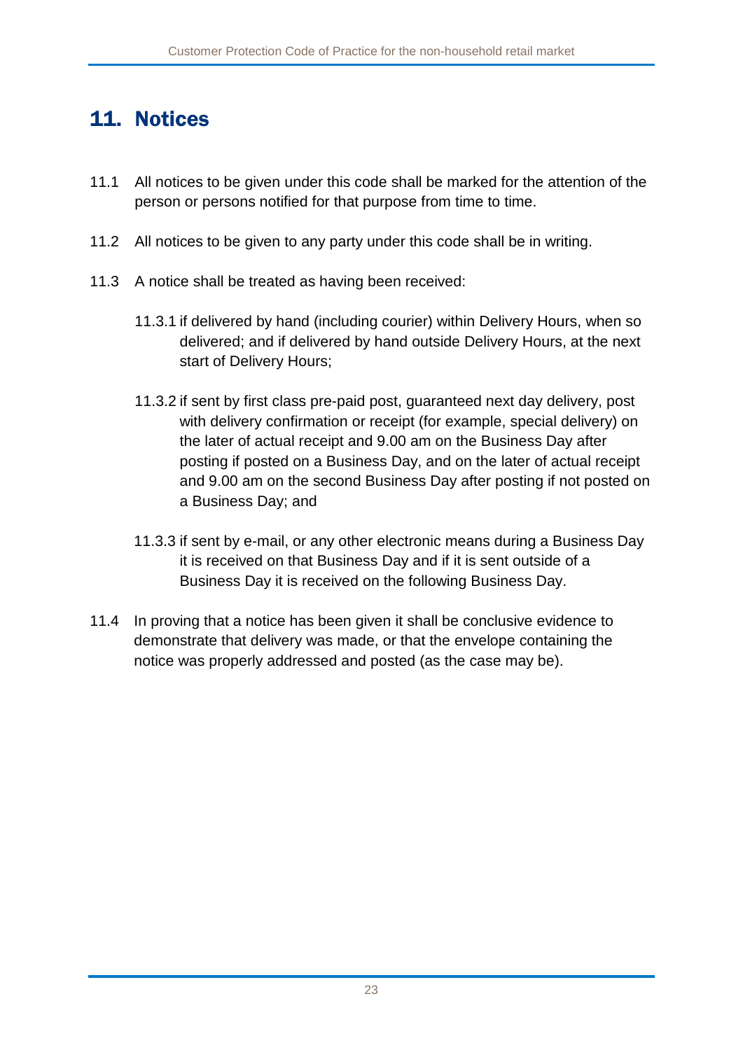## 11. Notices

11.1 All notices to be given under this code shall be marked for the attention of the person or persons notified for that purpose from time to time.

11.2 All notices to be given to any party under this code shall be in writing.

11.3 A notice shall be treated as having been received:

11.3.1 if delivered by hand (including courier) within Delivery Hours, when so delivered; and if delivered by hand outside Delivery Hours, at the next start of Delivery Hours;

11.3.2 if sent by first class pre-paid post, guaranteed next day delivery, post with delivery confirmation or receipt (for example, special delivery) on the later of actual receipt and 9.00 am on the Business Day after posting if posted on a Business Day, and on the later of actual receipt and 9.00 am on the second Business Day after posting if not posted on a Business Day; and

11.3.3 if sent by e-mail, or any other electronic means during a Business Day it is received on that Business Day and if it is sent outside of a Business Day it is received on the following Business Day.

11.4 In proving that a notice has been given it shall be conclusive evidence to demonstrate that delivery was made, or that the envelope containing the notice was properly addressed and posted (as the case may be).